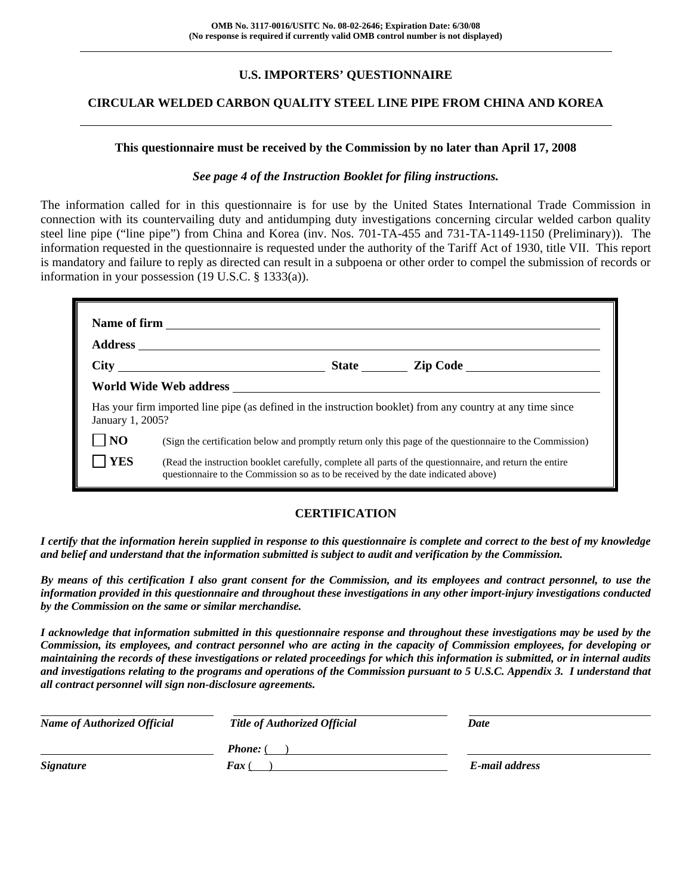**OMB No. 3117-0016/USITC No. 08-02-2646; Expiration Date: 6/30/08**
**(No response is required if currently valid OMB control number is not displayed)**

# U.S. IMPORTERS' QUESTIONNAIRE

## CIRCULAR WELDED CARBON QUALITY STEEL LINE PIPE FROM CHINA AND KOREA

**This questionnaire must be received by the Commission by no later than April 17, 2008**

***See page 4 of the Instruction Booklet for filing instructions.***

The information called for in this questionnaire is for use by the United States International Trade Commission in connection with its countervailing duty and antidumping duty investigations concerning circular welded carbon quality steel line pipe ("line pipe") from China and Korea (inv. Nos. 701-TA-455 and 731-TA-1149-1150 (Preliminary)). The information requested in the questionnaire is requested under the authority of the Tariff Act of 1930, title VII. This report is mandatory and failure to reply as directed can result in a subpoena or other order to compel the submission of records or information in your possession (19 U.S.C. § 1333(a)).

**Name of firm** ______________________________

**Address** ______________________________

**City** ______________ **State** ________ **Zip Code** ______________

**World Wide Web address** ______________________________

Has your firm imported line pipe (as defined in the instruction booklet) from any country at any time since January 1, 2005?

☐ **NO** (Sign the certification below and promptly return only this page of the questionnaire to the Commission)

☐ **YES** (Read the instruction booklet carefully, complete all parts of the questionnaire, and return the entire questionnaire to the Commission so as to be received by the date indicated above)

## CERTIFICATION

***I certify that the information herein supplied in response to this questionnaire is complete and correct to the best of my knowledge and belief and understand that the information submitted is subject to audit and verification by the Commission.***

***By means of this certification I also grant consent for the Commission, and its employees and contract personnel, to use the information provided in this questionnaire and throughout these investigations in any other import-injury investigations conducted by the Commission on the same or similar merchandise.***

***I acknowledge that information submitted in this questionnaire response and throughout these investigations may be used by the Commission, its employees, and contract personnel who are acting in the capacity of Commission employees, for developing or maintaining the records of these investigations or related proceedings for which this information is submitted, or in internal audits and investigations relating to the programs and operations of the Commission pursuant to 5 U.S.C. Appendix 3. I understand that all contract personnel will sign non-disclosure agreements.***

| ______________________ | ______________________ | ______________________ |
|---|---|---|
| ***Name of Authorized Official*** | ***Title of Authorized Official*** | ***Date*** |
| ______________________ | ***Phone:*** (   ) ______________ | ______________________ |
| ***Signature*** | ***Fax*** (   ) ______________ | ***E-mail address*** |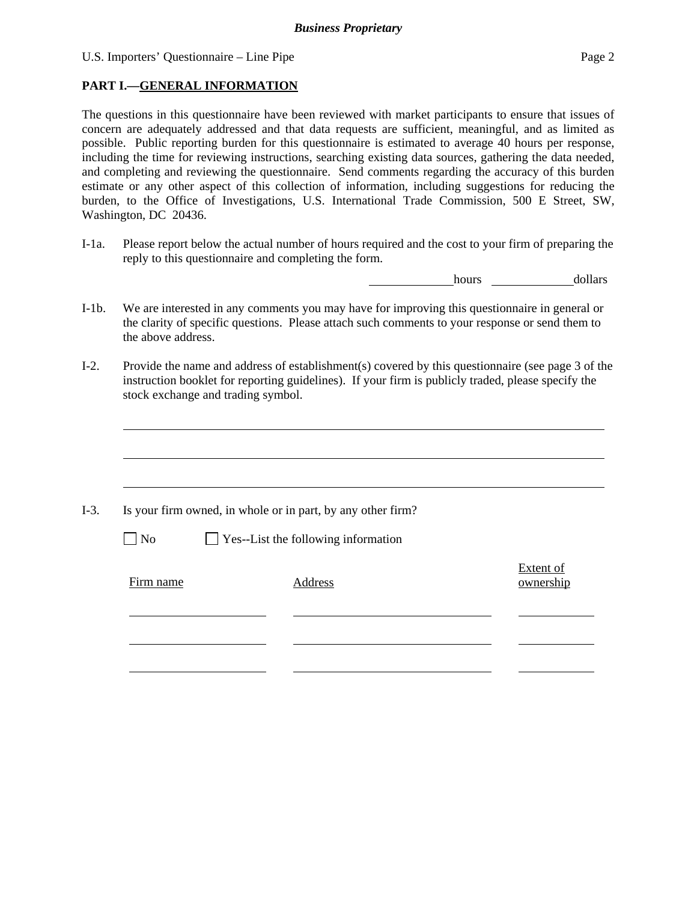**PART I.—GENERAL INFORMATION**

The questions in this questionnaire have been reviewed with market participants to ensure that issues of concern are adequately addressed and that data requests are sufficient, meaningful, and as limited as possible. Public reporting burden for this questionnaire is estimated to average 40 hours per response, including the time for reviewing instructions, searching existing data sources, gathering the data needed, and completing and reviewing the questionnaire. Send comments regarding the accuracy of this burden estimate or any other aspect of this collection of information, including suggestions for reducing the burden, to the Office of Investigations, U.S. International Trade Commission, 500 E Street, SW, Washington, DC 20436.

I-1a. Please report below the actual number of hours required and the cost to your firm of preparing the reply to this questionnaire and completing the form.

______________ hours ______________ dollars

I-1b. We are interested in any comments you may have for improving this questionnaire in general or the clarity of specific questions. Please attach such comments to your response or send them to the above address.

I-2. Provide the name and address of establishment(s) covered by this questionnaire (see page 3 of the instruction booklet for reporting guidelines). If your firm is publicly traded, please specify the stock exchange and trading symbol.

________________________________________________________________________

________________________________________________________________________

________________________________________________________________________

I-3. Is your firm owned, in whole or in part, by any other firm?

☐ No ☐ Yes--List the following information

| Firm name | Address | Extent of ownership |
|---|---|---|
| | | |
| | | |
| | | |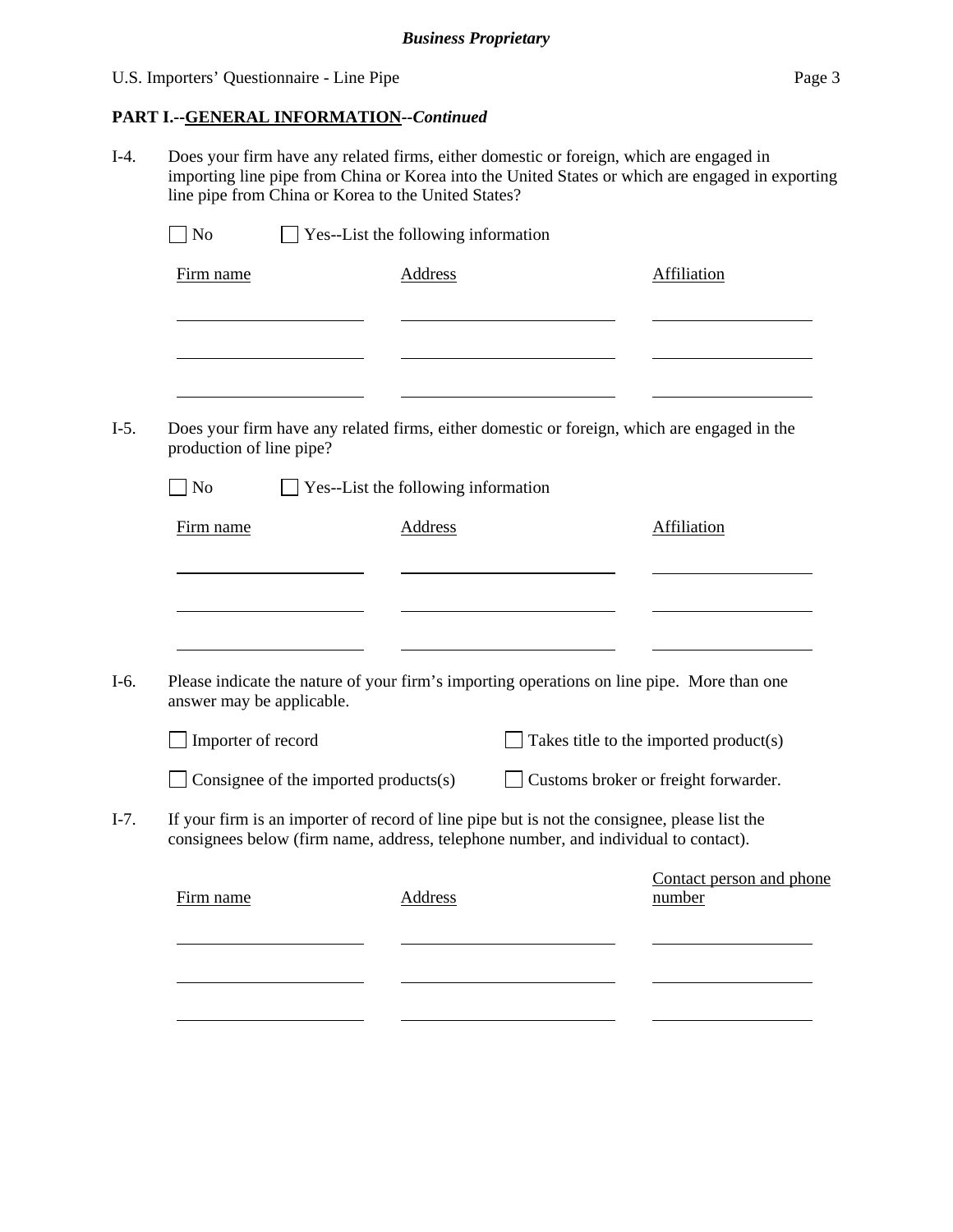**PART I.--GENERAL INFORMATION--*Continued***

I-4. Does your firm have any related firms, either domestic or foreign, which are engaged in importing line pipe from China or Korea into the United States or which are engaged in exporting line pipe from China or Korea to the United States?

☐ No ☐ Yes--List the following information

| Firm name | Address | Affiliation |
|---|---|---|
| | | |
| | | |
| | | |

I-5. Does your firm have any related firms, either domestic or foreign, which are engaged in the production of line pipe?

☐ No ☐ Yes--List the following information

| Firm name | Address | Affiliation |
|---|---|---|
| | | |
| | | |
| | | |

I-6. Please indicate the nature of your firm's importing operations on line pipe. More than one answer may be applicable.

☐ Importer of record ☐ Takes title to the imported product(s)

☐ Consignee of the imported products(s) ☐ Customs broker or freight forwarder.

I-7. If your firm is an importer of record of line pipe but is not the consignee, please list the consignees below (firm name, address, telephone number, and individual to contact).

| Firm name | Address | Contact person and phone number |
|---|---|---|
| | | |
| | | |
| | | |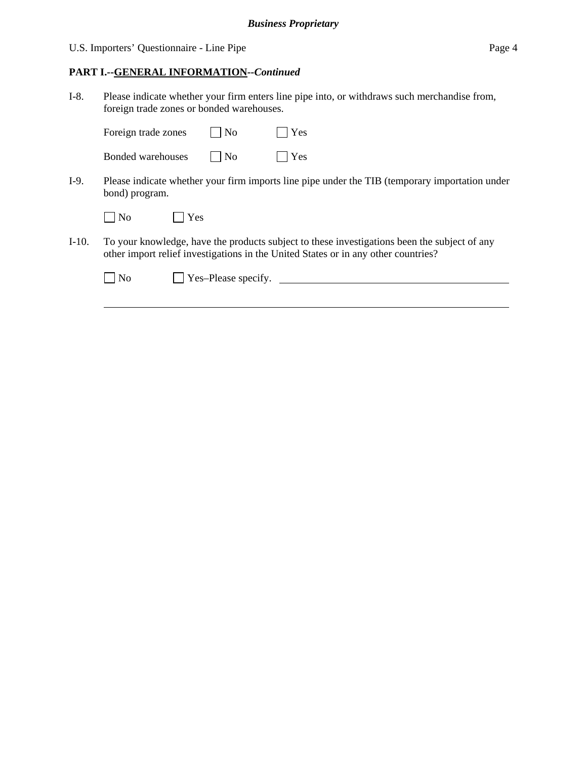**PART I.--GENERAL INFORMATION--*Continued***

I-8. Please indicate whether your firm enters line pipe into, or withdraws such merchandise from, foreign trade zones or bonded warehouses.

Foreign trade zones ☐ No ☐ Yes

Bonded warehouses ☐ No ☐ Yes

I-9. Please indicate whether your firm imports line pipe under the TIB (temporary importation under bond) program.

☐ No ☐ Yes

I-10. To your knowledge, have the products subject to these investigations been the subject of any other import relief investigations in the United States or in any other countries?

☐ No ☐ Yes–Please specify. ______________________________________________

_______________________________________________________________________________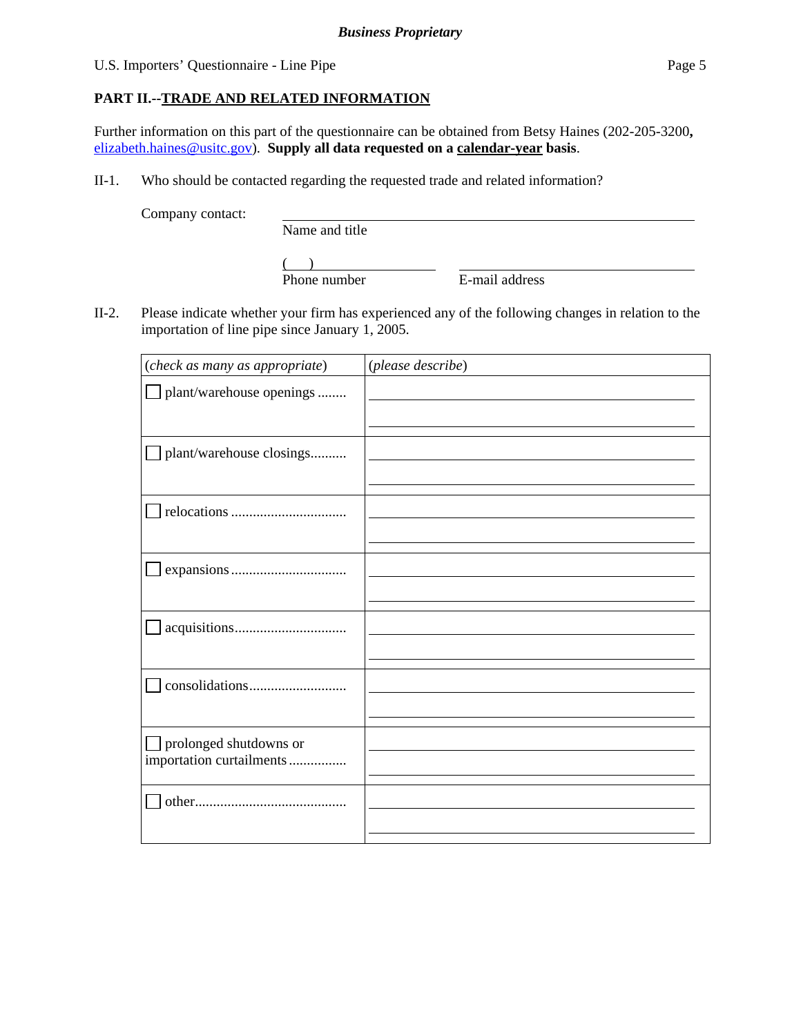**Business Proprietary**

## PART II.--TRADE AND RELATED INFORMATION

Further information on this part of the questionnaire can be obtained from Betsy Haines (202-205-3200**,** elizabeth.haines@usitc.gov). **Supply all data requested on a calendar-year basis**.

II-1. Who should be contacted regarding the requested trade and related information?

Company contact: ______________________________
Name and title

( ) ______________ ______________________________
Phone number E-mail address

II-2. Please indicate whether your firm has experienced any of the following changes in relation to the importation of line pipe since January 1, 2005.

| (*check as many as appropriate*) | (*please describe*) |
|---|---|
| ☐ plant/warehouse openings ........ | |
| ☐ plant/warehouse closings.......... | |
| ☐ relocations ............................... | |
| ☐ expansions ............................... | |
| ☐ acquisitions.............................. | |
| ☐ consolidations.......................... | |
| ☐ prolonged shutdowns or importation curtailments ............... | |
| ☐ other......................................... | |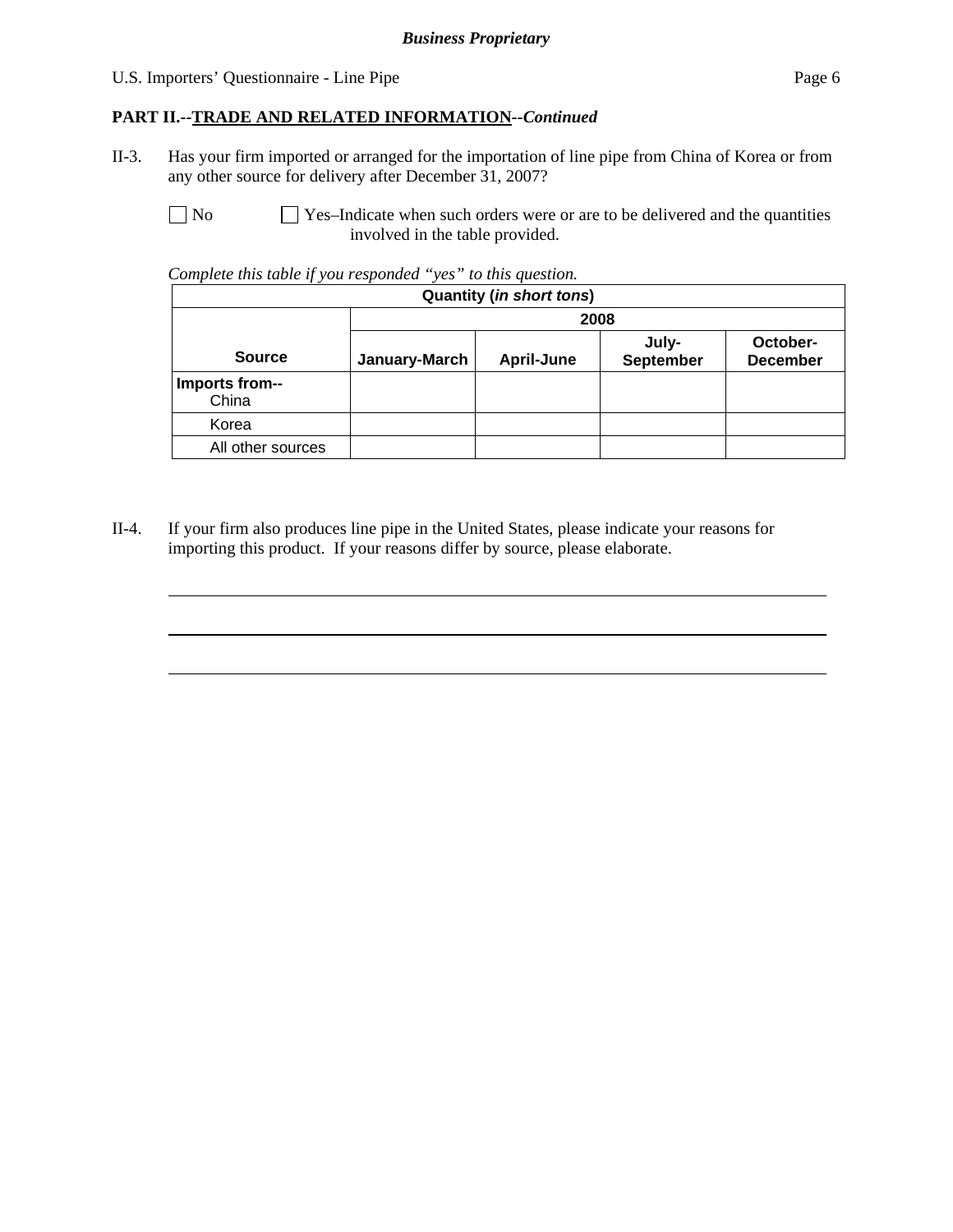**PART II.--TRADE AND RELATED INFORMATION--*Continued***

II-3. Has your firm imported or arranged for the importation of line pipe from China of Korea or from any other source for delivery after December 31, 2007?

☐ No ☐ Yes–Indicate when such orders were or are to be delivered and the quantities involved in the table provided.

*Complete this table if you responded "yes" to this question.*

| Quantity (*in short tons*) | | | | |
|---|---|---|---|---|
| | 2008 | | | |
| **Source** | **January-March** | **April-June** | **July-September** | **October-December** |
| **Imports from--** China | | | | |
| Korea | | | | |
| All other sources | | | | |

II-4. If your firm also produces line pipe in the United States, please indicate your reasons for importing this product. If your reasons differ by source, please elaborate.

___________________________________________________________________________

___________________________________________________________________________

___________________________________________________________________________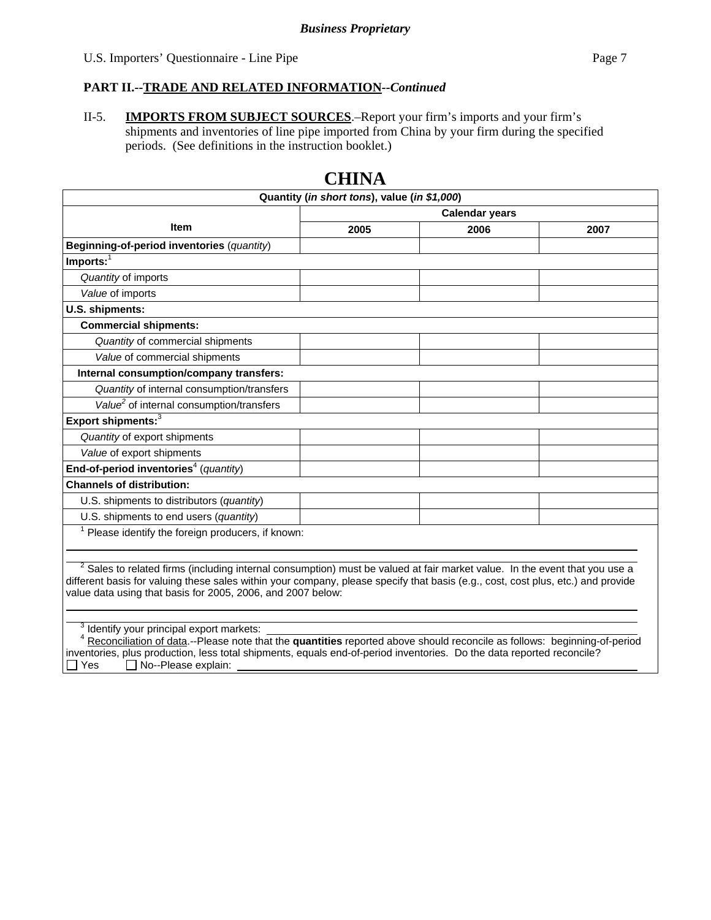*Business Proprietary*

U.S. Importers' Questionnaire - Line Pipe

**PART II.--TRADE AND RELATED INFORMATION--*Continued***

II-5. **IMPORTS FROM SUBJECT SOURCES**.–Report your firm's imports and your firm's shipments and inventories of line pipe imported from China by your firm during the specified periods. (See definitions in the instruction booklet.)

# CHINA

| Quantity (*in short tons*), value (*in $1,000*) | | | |
|---|---|---|---|
| | Calendar years | | |
| Item | 2005 | 2006 | 2007 |
| **Beginning-of-period inventories** (*quantity*) | | | |
| **Imports:**[1] | | | |
| *Quantity* of imports | | | |
| *Value* of imports | | | |
| **U.S. shipments:** | | | |
| **Commercial shipments:** | | | |
| *Quantity* of commercial shipments | | | |
| *Value* of commercial shipments | | | |
| **Internal consumption/company transfers:** | | | |
| *Quantity* of internal consumption/transfers | | | |
| *Value*[2] of internal consumption/transfers | | | |
| **Export shipments:**[3] | | | |
| *Quantity* of export shipments | | | |
| *Value* of export shipments | | | |
| **End-of-period inventories**[4] (*quantity*) | | | |
| **Channels of distribution:** | | | |
| U.S. shipments to distributors (*quantity*) | | | |
| U.S. shipments to end users (*quantity*) | | | |

[1] Please identify the foreign producers, if known: ____________________

[2] Sales to related firms (including internal consumption) must be valued at fair market value. In the event that you use a different basis for valuing these sales within your company, please specify that basis (e.g., cost, cost plus, etc.) and provide value data using that basis for 2005, 2006, and 2007 below:

____________________

[3] Identify your principal export markets: ____________________

[4] Reconciliation of data.--Please note that the **quantities** reported above should reconcile as follows: beginning-of-period inventories, plus production, less total shipments, equals end-of-period inventories. Do the data reported reconcile?

☐ Yes ☐ No--Please explain: ____________________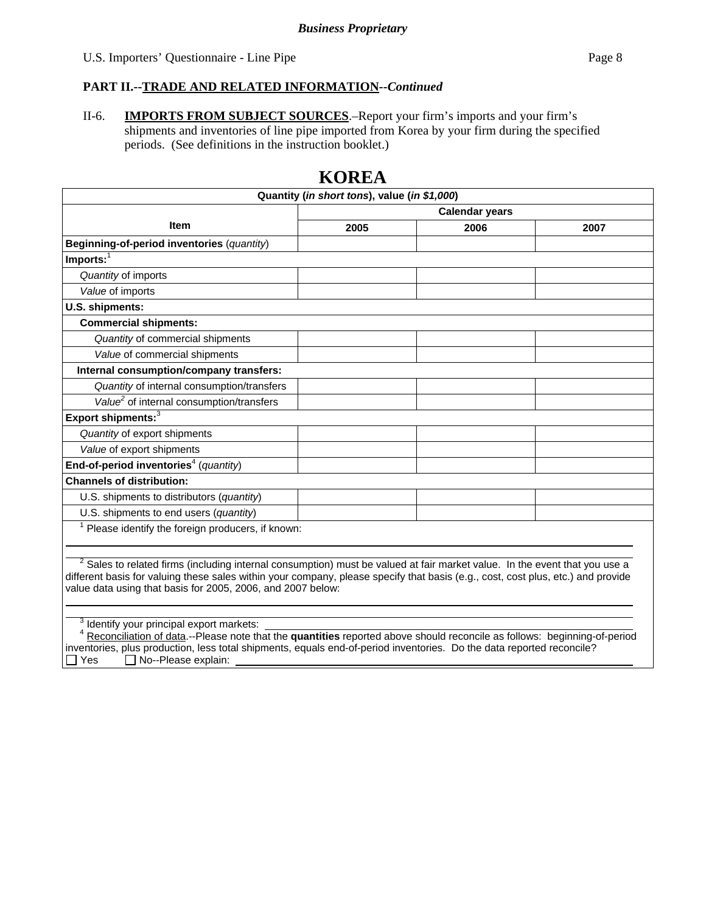**Business Proprietary**

U.S. Importers' Questionnaire - Line Pipe

## PART II.--TRADE AND RELATED INFORMATION--*Continued*

II-6. **IMPORTS FROM SUBJECT SOURCES**.–Report your firm's imports and your firm's shipments and inventories of line pipe imported from Korea by your firm during the specified periods. (See definitions in the instruction booklet.)

# KOREA

| Quantity (*in short tons*), value (*in $1,000*) | | | |
|---|---|---|---|
| Item | Calendar years | | |
| | 2005 | 2006 | 2007 |
| **Beginning-of-period inventories** (*quantity*) | | | |
| **Imports:**[1] | | | |
| *Quantity* of imports | | | |
| *Value* of imports | | | |
| **U.S. shipments:** | | | |
| **Commercial shipments:** | | | |
| *Quantity* of commercial shipments | | | |
| *Value* of commercial shipments | | | |
| **Internal consumption/company transfers:** | | | |
| *Quantity* of internal consumption/transfers | | | |
| *Value*[2] of internal consumption/transfers | | | |
| **Export shipments:**[3] | | | |
| *Quantity* of export shipments | | | |
| *Value* of export shipments | | | |
| **End-of-period inventories**[4] (*quantity*) | | | |
| **Channels of distribution:** | | | |
| U.S. shipments to distributors (*quantity*) | | | |
| U.S. shipments to end users (*quantity*) | | | |

[1] Please identify the foreign producers, if known: \_\_\_\_\_\_\_\_\_\_\_\_\_\_\_\_\_\_\_\_

[2] Sales to related firms (including internal consumption) must be valued at fair market value. In the event that you use a different basis for valuing these sales within your company, please specify that basis (e.g., cost, cost plus, etc.) and provide value data using that basis for 2005, 2006, and 2007 below: \_\_\_\_\_\_\_\_\_\_\_\_\_\_\_\_\_\_\_\_

[3] Identify your principal export markets: \_\_\_\_\_\_\_\_\_\_\_\_\_\_\_\_\_\_\_\_

[4] Reconciliation of data.--Please note that the **quantities** reported above should reconcile as follows: beginning-of-period inventories, plus production, less total shipments, equals end-of-period inventories. Do the data reported reconcile?

☐ Yes ☐ No--Please explain: \_\_\_\_\_\_\_\_\_\_\_\_\_\_\_\_\_\_\_\_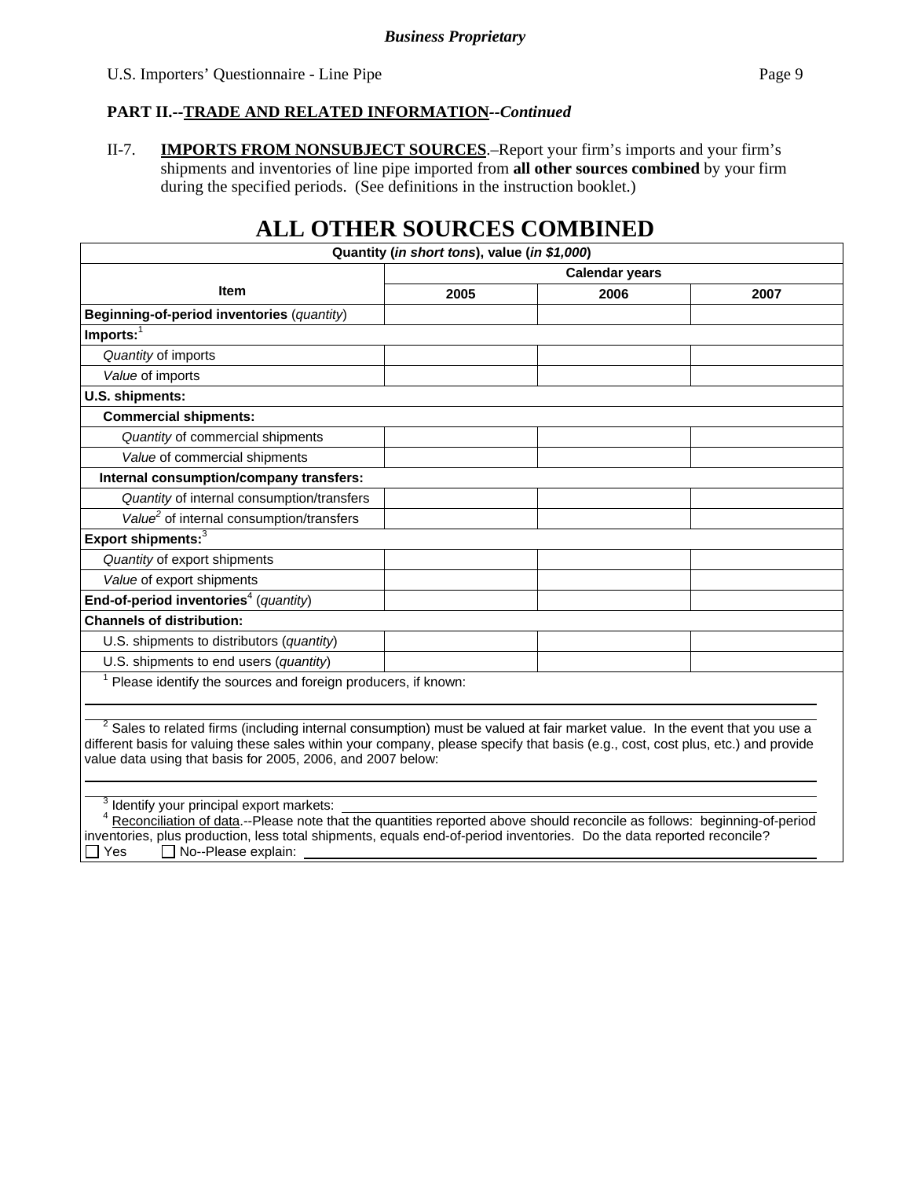**Business Proprietary**

U.S. Importers' Questionnaire - Line Pipe

**PART II.--TRADE AND RELATED INFORMATION--*Continued***

II-7. **IMPORTS FROM NONSUBJECT SOURCES**.–Report your firm's imports and your firm's shipments and inventories of line pipe imported from **all other sources combined** by your firm during the specified periods. (See definitions in the instruction booklet.)

# ALL OTHER SOURCES COMBINED

| Quantity (*in short tons*), value (*in $1,000*) | | | |
|---|---|---|---|
| **Item** | **Calendar years** | | |
| | **2005** | **2006** | **2007** |
| **Beginning-of-period inventories** (*quantity*) | | | |
| **Imports:**[1] | | | |
| *Quantity* of imports | | | |
| *Value* of imports | | | |
| **U.S. shipments:** | | | |
| **Commercial shipments:** | | | |
| *Quantity* of commercial shipments | | | |
| *Value* of commercial shipments | | | |
| **Internal consumption/company transfers:** | | | |
| *Quantity* of internal consumption/transfers | | | |
| *Value*[2] of internal consumption/transfers | | | |
| **Export shipments:**[3] | | | |
| *Quantity* of export shipments | | | |
| *Value* of export shipments | | | |
| **End-of-period inventories**[4] (*quantity*) | | | |
| **Channels of distribution:** | | | |
| U.S. shipments to distributors (*quantity*) | | | |
| U.S. shipments to end users (*quantity*) | | | |

[1] Please identify the sources and foreign producers, if known: ______

[2] Sales to related firms (including internal consumption) must be valued at fair market value. In the event that you use a different basis for valuing these sales within your company, please specify that basis (e.g., cost, cost plus, etc.) and provide value data using that basis for 2005, 2006, and 2007 below: ______

[3] Identify your principal export markets: ______

[4] Reconciliation of data.--Please note that the quantities reported above should reconcile as follows: beginning-of-period inventories, plus production, less total shipments, equals end-of-period inventories. Do the data reported reconcile?
☐ Yes ☐ No--Please explain: ______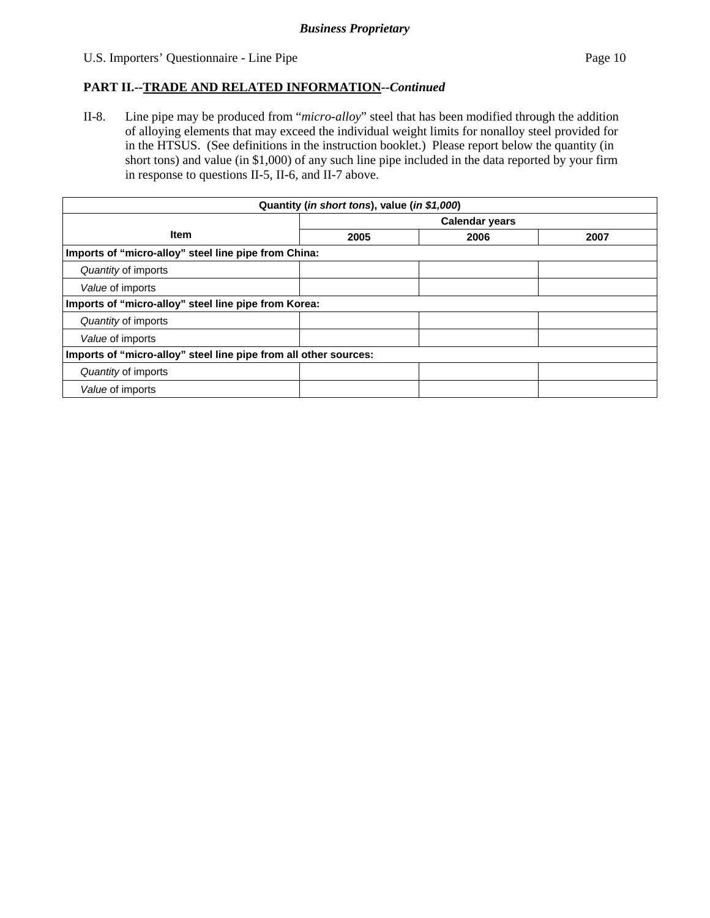**PART II.--TRADE AND RELATED INFORMATION--*Continued***

II-8. Line pipe may be produced from "*micro-alloy*" steel that has been modified through the addition of alloying elements that may exceed the individual weight limits for nonalloy steel provided for in the HTSUS. (See definitions in the instruction booklet.) Please report below the quantity (in short tons) and value (in $1,000) of any such line pipe included in the data reported by your firm in response to questions II-5, II-6, and II-7 above.

| Quantity (*in short tons*), value (*in $1,000*) | | | |
|---|---|---|---|
| Item | Calendar years | | |
| | 2005 | 2006 | 2007 |
| **Imports of "micro-alloy" steel line pipe from China:** | | | |
| *Quantity* of imports | | | |
| *Value* of imports | | | |
| **Imports of "micro-alloy" steel line pipe from Korea:** | | | |
| *Quantity* of imports | | | |
| *Value* of imports | | | |
| **Imports of "micro-alloy" steel line pipe from all other sources:** | | | |
| *Quantity* of imports | | | |
| *Value* of imports | | | |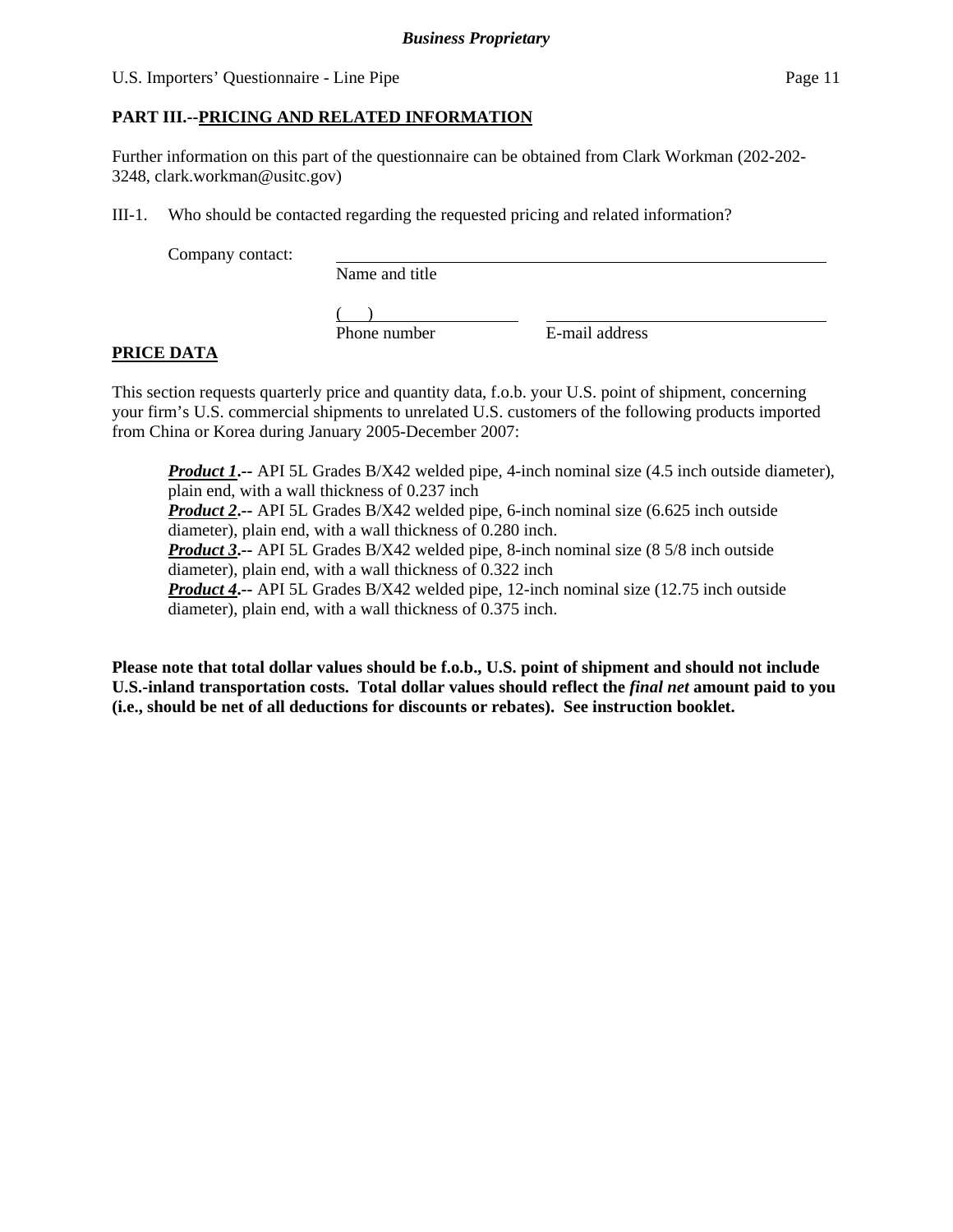## PART III.--PRICING AND RELATED INFORMATION

Further information on this part of the questionnaire can be obtained from Clark Workman (202-202-3248, clark.workman@usitc.gov)

III-1. Who should be contacted regarding the requested pricing and related information?

Company contact: ______________________________
Name and title

(    ) ________________ ______________________
Phone number E-mail address

**PRICE DATA**

This section requests quarterly price and quantity data, f.o.b. your U.S. point of shipment, concerning your firm's U.S. commercial shipments to unrelated U.S. customers of the following products imported from China or Korea during January 2005-December 2007:

***Product 1***.-- API 5L Grades B/X42 welded pipe, 4-inch nominal size (4.5 inch outside diameter), plain end, with a wall thickness of 0.237 inch
***Product 2***.-- API 5L Grades B/X42 welded pipe, 6-inch nominal size (6.625 inch outside diameter), plain end, with a wall thickness of 0.280 inch.
***Product 3***.-- API 5L Grades B/X42 welded pipe, 8-inch nominal size (8 5/8 inch outside diameter), plain end, with a wall thickness of 0.322 inch
***Product 4***.-- API 5L Grades B/X42 welded pipe, 12-inch nominal size (12.75 inch outside diameter), plain end, with a wall thickness of 0.375 inch.

**Please note that total dollar values should be f.o.b., U.S. point of shipment and should not include U.S.-inland transportation costs. Total dollar values should reflect the *final net* amount paid to you (i.e., should be net of all deductions for discounts or rebates). See instruction booklet.**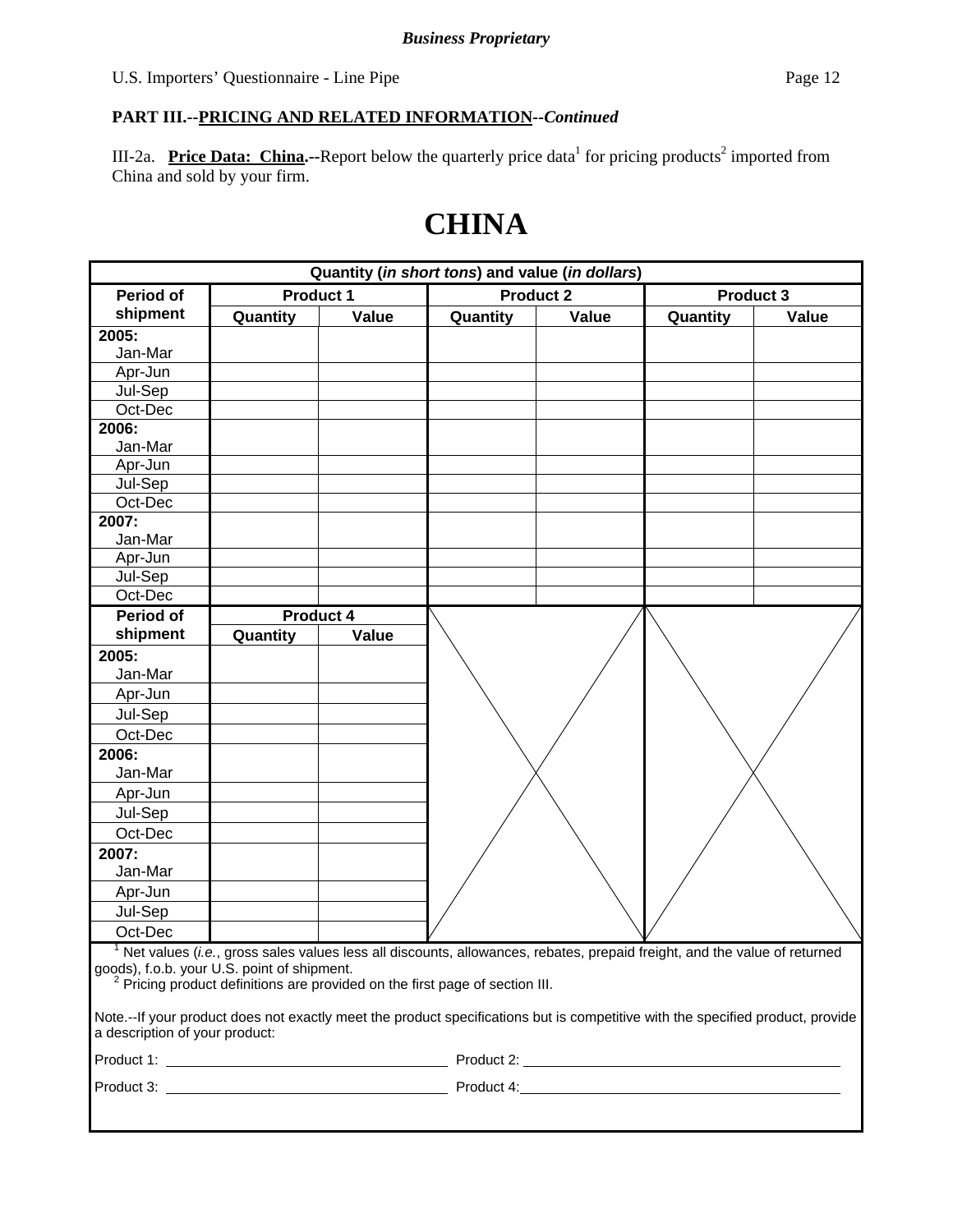**Business Proprietary**

U.S. Importers' Questionnaire - Line Pipe

**PART III.--PRICING AND RELATED INFORMATION--*Continued***

III-2a. **Price Data: China.**--Report below the quarterly price data[1] for pricing products[2] imported from China and sold by your firm.

# CHINA

| Quantity (*in short tons*) and value (*in dollars*) | | | | | | |
|---|---|---|---|---|---|---|
| Period of shipment | Product 1 | | Product 2 | | Product 3 | |
| | Quantity | Value | Quantity | Value | Quantity | Value |
| **2005:** Jan-Mar | | | | | | |
| Apr-Jun | | | | | | |
| Jul-Sep | | | | | | |
| Oct-Dec | | | | | | |
| **2006:** Jan-Mar | | | | | | |
| Apr-Jun | | | | | | |
| Jul-Sep | | | | | | |
| Oct-Dec | | | | | | |
| **2007:** Jan-Mar | | | | | | |
| Apr-Jun | | | | | | |
| Jul-Sep | | | | | | |
| Oct-Dec | | | | | | |

| Period of shipment | Product 4 | |
|---|---|---|
| | Quantity | Value |
| **2005:** Jan-Mar | | |
| Apr-Jun | | |
| Jul-Sep | | |
| Oct-Dec | | |
| **2006:** Jan-Mar | | |
| Apr-Jun | | |
| Jul-Sep | | |
| Oct-Dec | | |
| **2007:** Jan-Mar | | |
| Apr-Jun | | |
| Jul-Sep | | |
| Oct-Dec | | |

[1] Net values (*i.e.*, gross sales values less all discounts, allowances, rebates, prepaid freight, and the value of returned goods), f.o.b. your U.S. point of shipment.
[2] Pricing product definitions are provided on the first page of section III.

Note.--If your product does not exactly meet the product specifications but is competitive with the specified product, provide a description of your product:

Product 1: ______________________ Product 2: ______________________

Product 3: ______________________ Product 4: ______________________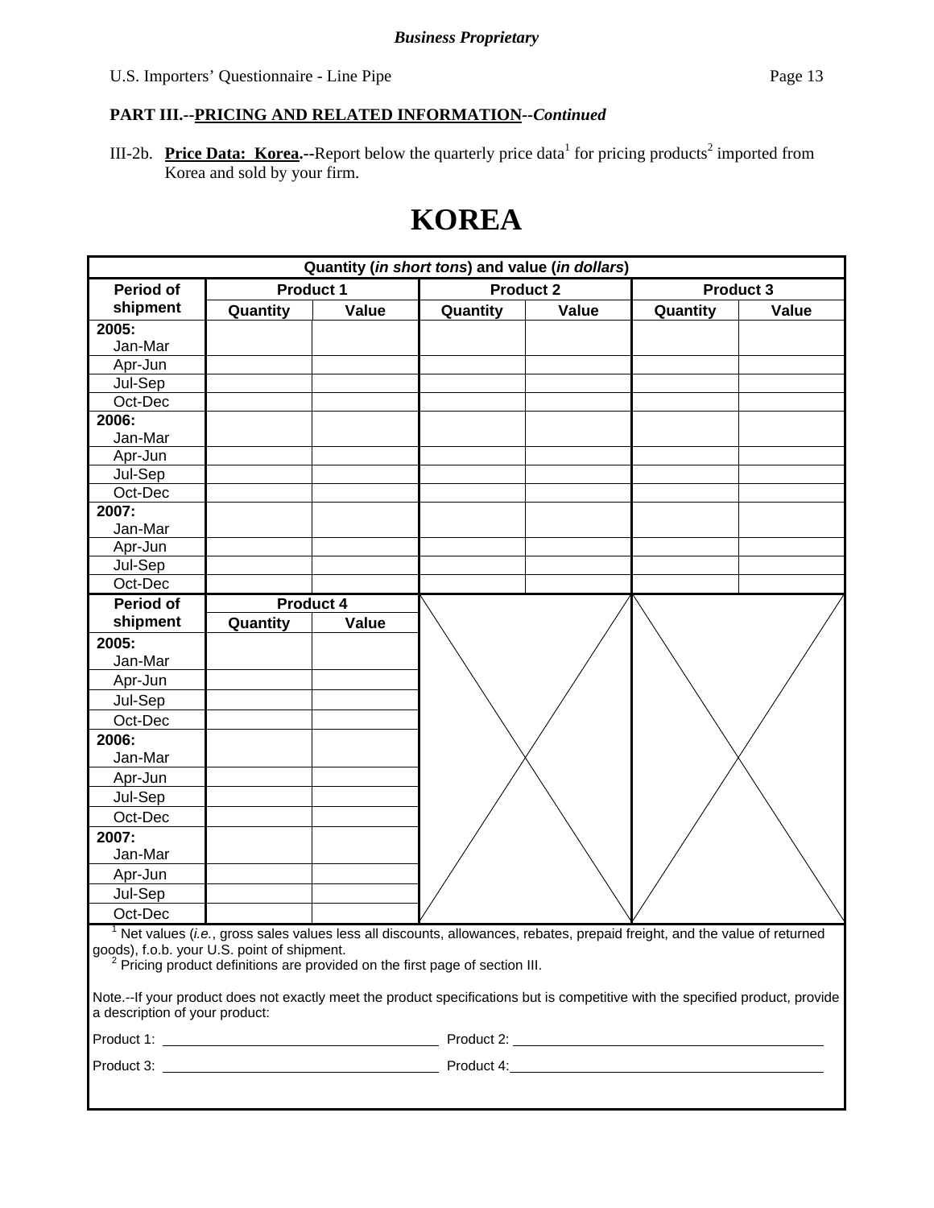**Business Proprietary**

**PART III.--PRICING AND RELATED INFORMATION--*Continued***

III-2b. **Price Data: Korea.**--Report below the quarterly price data[1] for pricing products[2] imported from Korea and sold by your firm.

# KOREA

| Quantity (*in short tons*) and value (*in dollars*) | | | | | | |
|---|---|---|---|---|---|---|
| **Period of shipment** | **Product 1** | | **Product 2** | | **Product 3** | |
| | **Quantity** | **Value** | **Quantity** | **Value** | **Quantity** | **Value** |
| **2005:** Jan-Mar | | | | | | |
| Apr-Jun | | | | | | |
| Jul-Sep | | | | | | |
| Oct-Dec | | | | | | |
| **2006:** Jan-Mar | | | | | | |
| Apr-Jun | | | | | | |
| Jul-Sep | | | | | | |
| Oct-Dec | | | | | | |
| **2007:** Jan-Mar | | | | | | |
| Apr-Jun | | | | | | |
| Jul-Sep | | | | | | |
| Oct-Dec | | | | | | |

| **Period of shipment** | **Product 4** | |
|---|---|---|
| | **Quantity** | **Value** |
| **2005:** Jan-Mar | | |
| Apr-Jun | | |
| Jul-Sep | | |
| Oct-Dec | | |
| **2006:** Jan-Mar | | |
| Apr-Jun | | |
| Jul-Sep | | |
| Oct-Dec | | |
| **2007:** Jan-Mar | | |
| Apr-Jun | | |
| Jul-Sep | | |
| Oct-Dec | | |

[1] Net values (*i.e.*, gross sales values less all discounts, allowances, rebates, prepaid freight, and the value of returned goods), f.o.b. your U.S. point of shipment.
[2] Pricing product definitions are provided on the first page of section III.

Note.--If your product does not exactly meet the product specifications but is competitive with the specified product, provide a description of your product:

Product 1: \_\_\_\_\_\_\_\_\_\_\_\_\_\_\_\_\_\_\_\_ Product 2: \_\_\_\_\_\_\_\_\_\_\_\_\_\_\_\_\_\_\_\_

Product 3: \_\_\_\_\_\_\_\_\_\_\_\_\_\_\_\_\_\_\_\_ Product 4: \_\_\_\_\_\_\_\_\_\_\_\_\_\_\_\_\_\_\_\_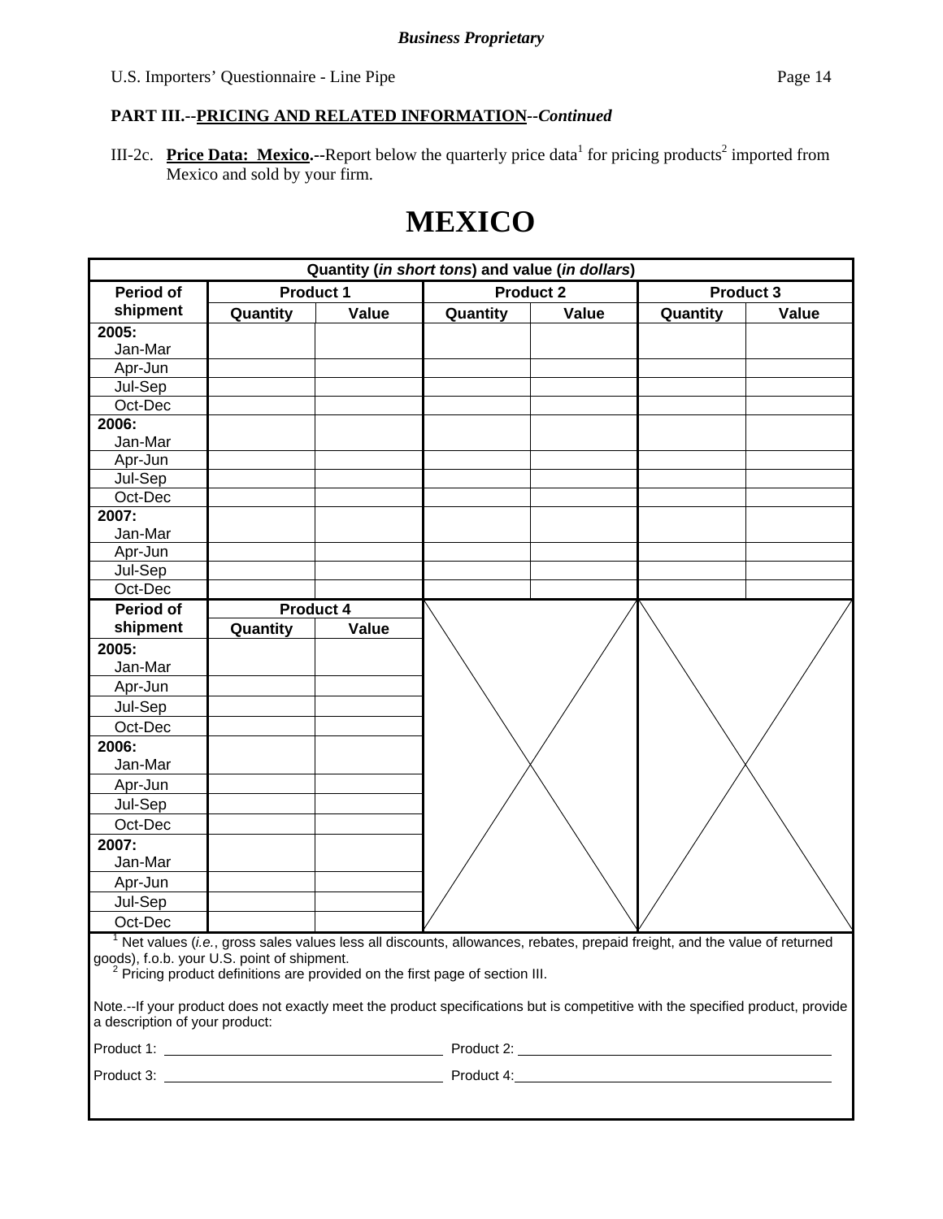**Business Proprietary**

U.S. Importers' Questionnaire - Line Pipe

**PART III.--PRICING AND RELATED INFORMATION--*Continued***

III-2c. **Price Data: Mexico.--**Report below the quarterly price data[1] for pricing products[2] imported from Mexico and sold by your firm.

# MEXICO

| Quantity (*in short tons*) and value (*in dollars*) | | | | | | |
|---|---|---|---|---|---|---|
| Period of shipment | Product 1 | | Product 2 | | Product 3 | |
| | Quantity | Value | Quantity | Value | Quantity | Value |
| **2005:** Jan-Mar | | | | | | |
| Apr-Jun | | | | | | |
| Jul-Sep | | | | | | |
| Oct-Dec | | | | | | |
| **2006:** Jan-Mar | | | | | | |
| Apr-Jun | | | | | | |
| Jul-Sep | | | | | | |
| Oct-Dec | | | | | | |
| **2007:** Jan-Mar | | | | | | |
| Apr-Jun | | | | | | |
| Jul-Sep | | | | | | |
| Oct-Dec | | | | | | |

| Period of shipment | Product 4 | |
|---|---|---|
| | Quantity | Value |
| **2005:** Jan-Mar | | |
| Apr-Jun | | |
| Jul-Sep | | |
| Oct-Dec | | |
| **2006:** Jan-Mar | | |
| Apr-Jun | | |
| Jul-Sep | | |
| Oct-Dec | | |
| **2007:** Jan-Mar | | |
| Apr-Jun | | |
| Jul-Sep | | |
| Oct-Dec | | |

[1] Net values (*i.e.*, gross sales values less all discounts, allowances, rebates, prepaid freight, and the value of returned goods), f.o.b. your U.S. point of shipment.
[2] Pricing product definitions are provided on the first page of section III.

Note.--If your product does not exactly meet the product specifications but is competitive with the specified product, provide a description of your product:

Product 1: ____________________ Product 2: ____________________

Product 3: ____________________ Product 4: ____________________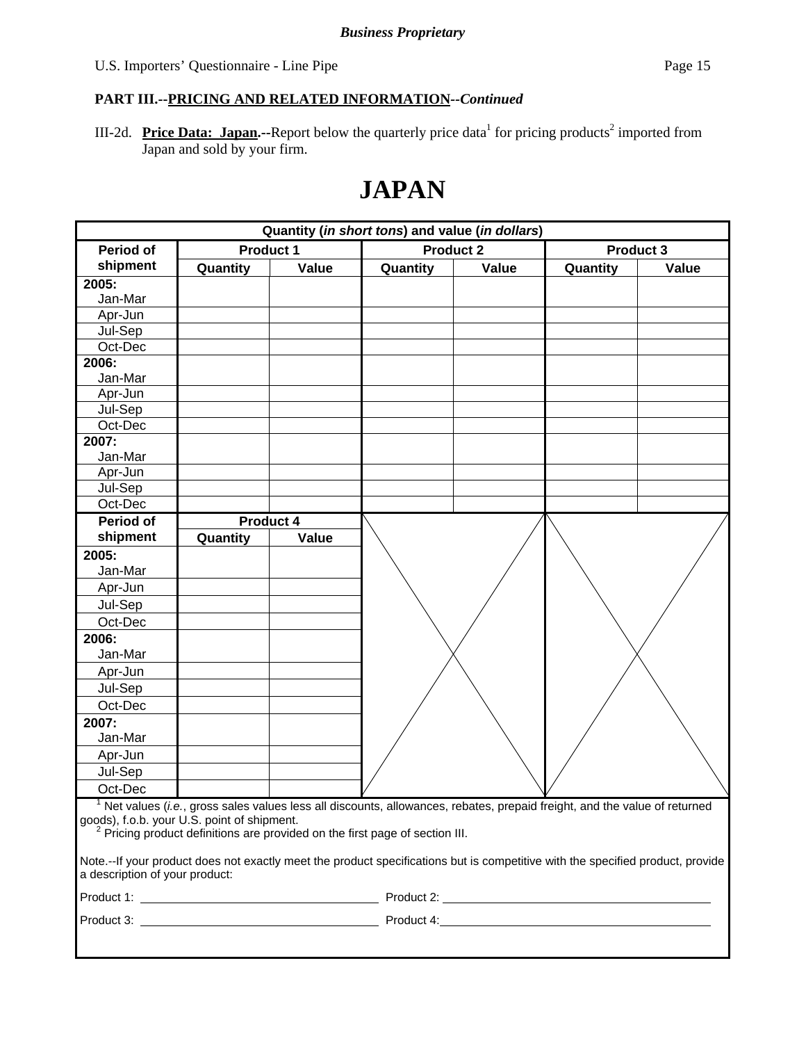PART III.--PRICING AND RELATED INFORMATION--*Continued*

III-2d. **Price Data: Japan.**--Report below the quarterly price data[1] for pricing products[2] imported from Japan and sold by your firm.

# JAPAN

| Quantity (*in short tons*) and value (*in dollars*) | | | | | | |
|---|---|---|---|---|---|---|
| Period of shipment | Product 1 | | Product 2 | | Product 3 | |
| | Quantity | Value | Quantity | Value | Quantity | Value |
| **2005:** Jan-Mar | | | | | | |
| Apr-Jun | | | | | | |
| Jul-Sep | | | | | | |
| Oct-Dec | | | | | | |
| **2006:** Jan-Mar | | | | | | |
| Apr-Jun | | | | | | |
| Jul-Sep | | | | | | |
| Oct-Dec | | | | | | |
| **2007:** Jan-Mar | | | | | | |
| Apr-Jun | | | | | | |
| Jul-Sep | | | | | | |
| Oct-Dec | | | | | | |

| Period of shipment | Product 4 | |
|---|---|---|
| | Quantity | Value |
| **2005:** Jan-Mar | | |
| Apr-Jun | | |
| Jul-Sep | | |
| Oct-Dec | | |
| **2006:** Jan-Mar | | |
| Apr-Jun | | |
| Jul-Sep | | |
| Oct-Dec | | |
| **2007:** Jan-Mar | | |
| Apr-Jun | | |
| Jul-Sep | | |
| Oct-Dec | | |

[1] Net values (*i.e.*, gross sales values less all discounts, allowances, rebates, prepaid freight, and the value of returned goods), f.o.b. your U.S. point of shipment.

[2] Pricing product definitions are provided on the first page of section III.

Note.--If your product does not exactly meet the product specifications but is competitive with the specified product, provide a description of your product:

Product 1: ______________________ Product 2: ______________________

Product 3: ______________________ Product 4: ______________________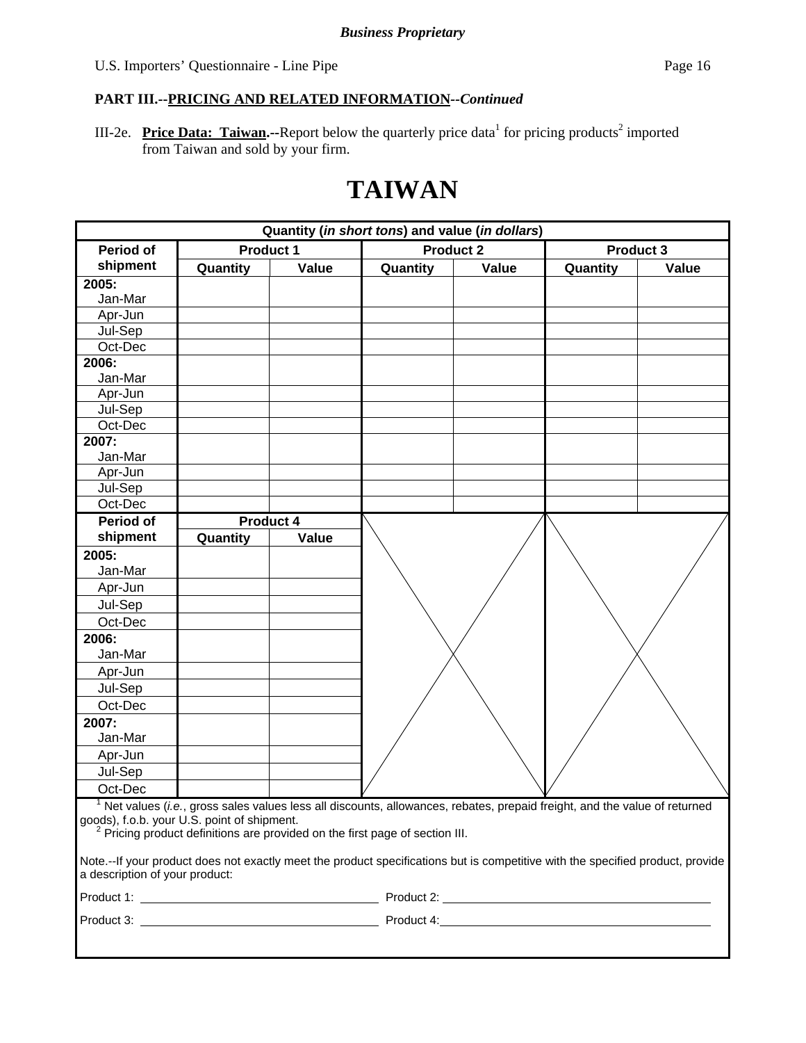*Business Proprietary*

**PART III.--PRICING AND RELATED INFORMATION--*Continued***

III-2e. **Price Data: Taiwan.--**Report below the quarterly price data[1] for pricing products[2] imported from Taiwan and sold by your firm.

# TAIWAN

| Quantity (*in short tons*) and value (*in dollars*) | | | | | | |
|---|---|---|---|---|---|---|
| **Period of shipment** | **Product 1** | | **Product 2** | | **Product 3** | |
| | **Quantity** | **Value** | **Quantity** | **Value** | **Quantity** | **Value** |
| **2005:** Jan-Mar | | | | | | |
| Apr-Jun | | | | | | |
| Jul-Sep | | | | | | |
| Oct-Dec | | | | | | |
| **2006:** Jan-Mar | | | | | | |
| Apr-Jun | | | | | | |
| Jul-Sep | | | | | | |
| Oct-Dec | | | | | | |
| **2007:** Jan-Mar | | | | | | |
| Apr-Jun | | | | | | |
| Jul-Sep | | | | | | |
| Oct-Dec | | | | | | |

| **Period of shipment** | **Product 4** | |
|---|---|---|
| | **Quantity** | **Value** |
| **2005:** Jan-Mar | | |
| Apr-Jun | | |
| Jul-Sep | | |
| Oct-Dec | | |
| **2006:** Jan-Mar | | |
| Apr-Jun | | |
| Jul-Sep | | |
| Oct-Dec | | |
| **2007:** Jan-Mar | | |
| Apr-Jun | | |
| Jul-Sep | | |
| Oct-Dec | | |

[1] Net values (*i.e.*, gross sales values less all discounts, allowances, rebates, prepaid freight, and the value of returned goods), f.o.b. your U.S. point of shipment.

[2] Pricing product definitions are provided on the first page of section III.

Note.--If your product does not exactly meet the product specifications but is competitive with the specified product, provide a description of your product:

Product 1: ______________________ Product 2: ______________________

Product 3: ______________________ Product 4: ______________________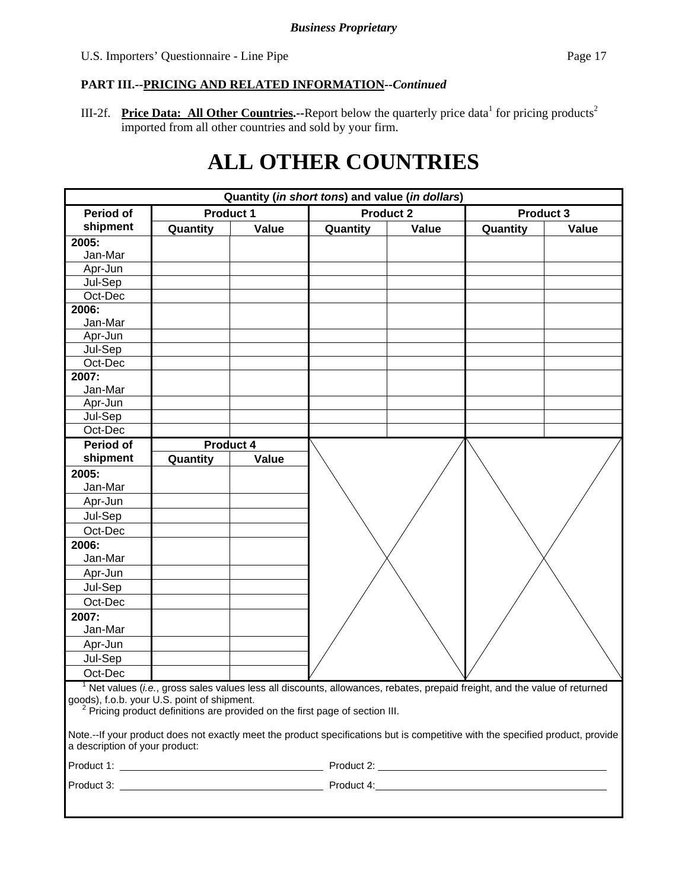PART III.--PRICING AND RELATED INFORMATION--*Continued*

III-2f. **Price Data: All Other Countries.--**Report below the quarterly price data[1] for pricing products[2] imported from all other countries and sold by your firm.

# ALL OTHER COUNTRIES

| Quantity (*in short tons*) and value (*in dollars*) | | | | | | |
|---|---|---|---|---|---|---|
| Period of shipment | Product 1 | | Product 2 | | Product 3 | |
| | Quantity | Value | Quantity | Value | Quantity | Value |
| **2005:** Jan-Mar | | | | | | |
| Apr-Jun | | | | | | |
| Jul-Sep | | | | | | |
| Oct-Dec | | | | | | |
| **2006:** Jan-Mar | | | | | | |
| Apr-Jun | | | | | | |
| Jul-Sep | | | | | | |
| Oct-Dec | | | | | | |
| **2007:** Jan-Mar | | | | | | |
| Apr-Jun | | | | | | |
| Jul-Sep | | | | | | |
| Oct-Dec | | | | | | |

| Period of shipment | Product 4 | |
|---|---|---|
| | Quantity | Value |
| **2005:** Jan-Mar | | |
| Apr-Jun | | |
| Jul-Sep | | |
| Oct-Dec | | |
| **2006:** Jan-Mar | | |
| Apr-Jun | | |
| Jul-Sep | | |
| Oct-Dec | | |
| **2007:** Jan-Mar | | |
| Apr-Jun | | |
| Jul-Sep | | |
| Oct-Dec | | |

[1] Net values (*i.e.*, gross sales values less all discounts, allowances, rebates, prepaid freight, and the value of returned goods), f.o.b. your U.S. point of shipment.

[2] Pricing product definitions are provided on the first page of section III.

Note.--If your product does not exactly meet the product specifications but is competitive with the specified product, provide a description of your product:

Product 1: ______________________ Product 2: ______________________

Product 3: ______________________ Product 4: ______________________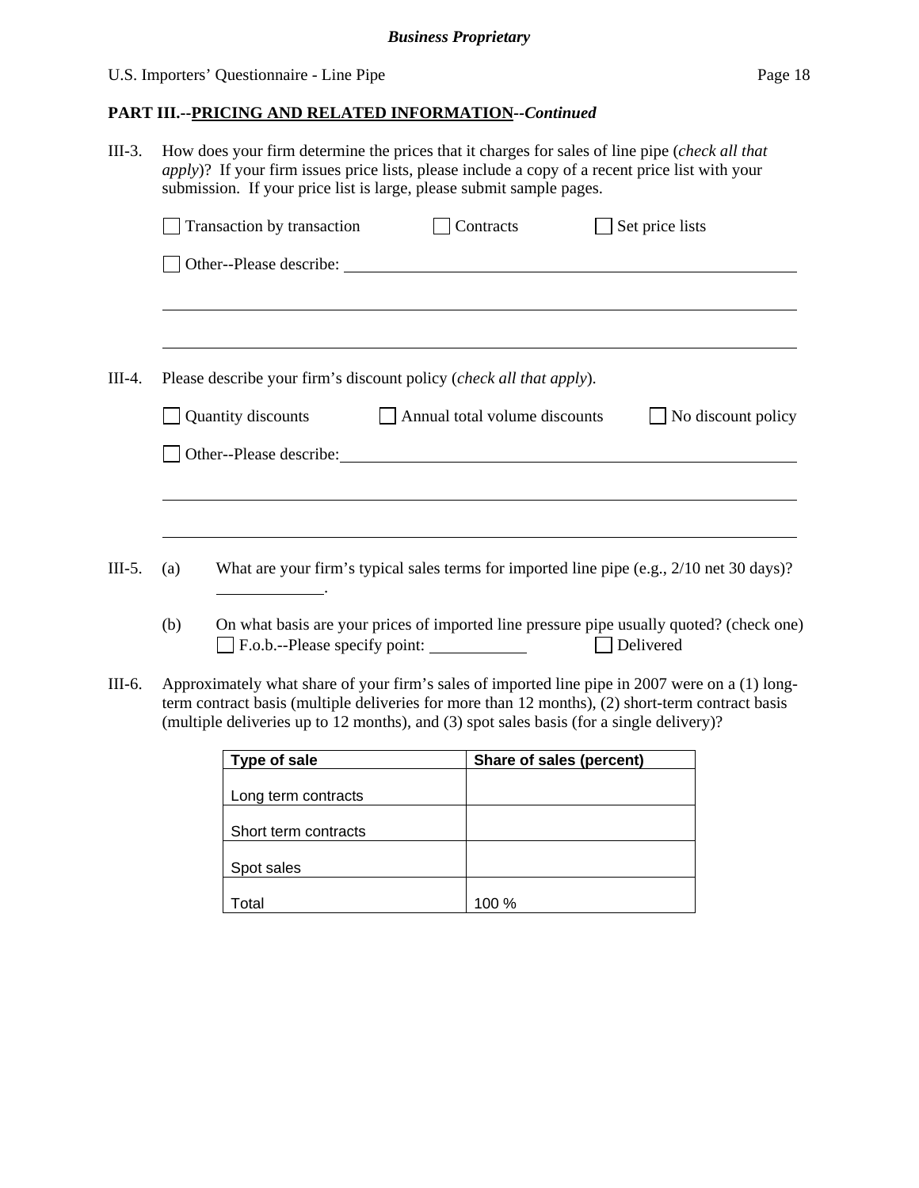## PART III.--PRICING AND RELATED INFORMATION--*Continued*

III-3. How does your firm determine the prices that it charges for sales of line pipe (*check all that apply*)? If your firm issues price lists, please include a copy of a recent price list with your submission. If your price list is large, please submit sample pages.

☐ Transaction by transaction ☐ Contracts ☐ Set price lists

☐ Other--Please describe: ______________________________________________

_______________________________________________________________

_______________________________________________________________

III-4. Please describe your firm's discount policy (*check all that apply*).

☐ Quantity discounts ☐ Annual total volume discounts ☐ No discount policy

☐ Other--Please describe: ______________________________________________

_______________________________________________________________

_______________________________________________________________

III-5. (a) What are your firm's typical sales terms for imported line pipe (e.g., 2/10 net 30 days)? ____________.

(b) On what basis are your prices of imported line pressure pipe usually quoted? (check one)
☐ F.o.b.--Please specify point: ___________ ☐ Delivered

III-6. Approximately what share of your firm's sales of imported line pipe in 2007 were on a (1) long-term contract basis (multiple deliveries for more than 12 months), (2) short-term contract basis (multiple deliveries up to 12 months), and (3) spot sales basis (for a single delivery)?

| Type of sale | Share of sales (percent) |
|---|---|
| Long term contracts | |
| Short term contracts | |
| Spot sales | |
| Total | 100 % |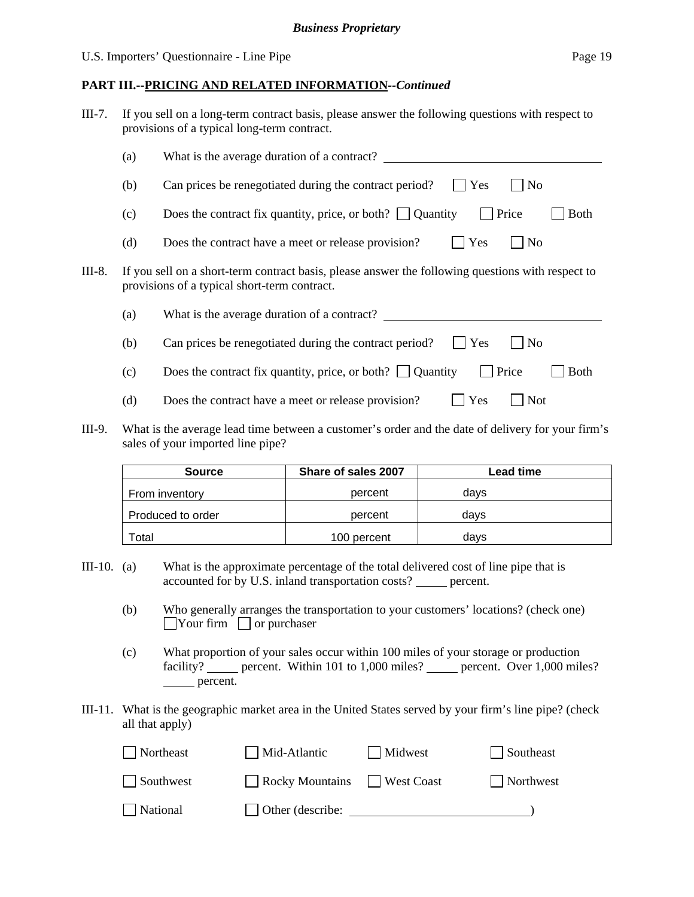**PART III.--PRICING AND RELATED INFORMATION--*Continued***

III-7. If you sell on a long-term contract basis, please answer the following questions with respect to provisions of a typical long-term contract.

(a) What is the average duration of a contract? ____________________

(b) Can prices be renegotiated during the contract period? ☐ Yes ☐ No

(c) Does the contract fix quantity, price, or both? ☐ Quantity ☐ Price ☐ Both

(d) Does the contract have a meet or release provision? ☐ Yes ☐ No

III-8. If you sell on a short-term contract basis, please answer the following questions with respect to provisions of a typical short-term contract.

(a) What is the average duration of a contract? ____________________

(b) Can prices be renegotiated during the contract period? ☐ Yes ☐ No

(c) Does the contract fix quantity, price, or both? ☐ Quantity ☐ Price ☐ Both

(d) Does the contract have a meet or release provision? ☐ Yes ☐ Not

III-9. What is the average lead time between a customer's order and the date of delivery for your firm's sales of your imported line pipe?

| Source | Share of sales 2007 | Lead time |
|---|---|---|
| From inventory | percent | days |
| Produced to order | percent | days |
| Total | 100 percent | days |

III-10. (a) What is the approximate percentage of the total delivered cost of line pipe that is accounted for by U.S. inland transportation costs? _____ percent.

(b) Who generally arranges the transportation to your customers' locations? (check one) ☐ Your firm ☐ or purchaser

(c) What proportion of your sales occur within 100 miles of your storage or production facility? _____ percent. Within 101 to 1,000 miles? _____ percent. Over 1,000 miles? _____ percent.

III-11. What is the geographic market area in the United States served by your firm's line pipe? (check all that apply)

☐ Northeast ☐ Mid-Atlantic ☐ Midwest ☐ Southeast

☐ Southwest ☐ Rocky Mountains ☐ West Coast ☐ Northwest

☐ National ☐ Other (describe: ____________________)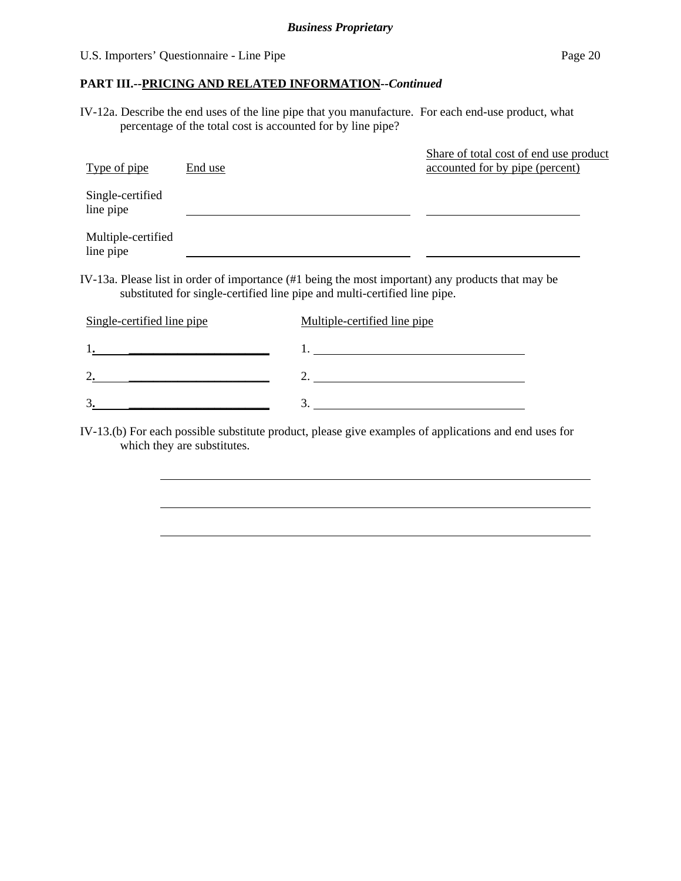**PART III.--PRICING AND RELATED INFORMATION--*Continued***

IV-12a. Describe the end uses of the line pipe that you manufacture. For each end-use product, what percentage of the total cost is accounted for by line pipe?

| Type of pipe | End use | Share of total cost of end use product accounted for by pipe (percent) |
|---|---|---|
| Single-certified line pipe | ____________ | ____________ |
| Multiple-certified line pipe | ____________ | ____________ |

IV-13a. Please list in order of importance (#1 being the most important) any products that may be substituted for single-certified line pipe and multi-certified line pipe.

| Single-certified line pipe | Multiple-certified line pipe |
|---|---|
| 1. ____________ | 1. ____________ |
| 2. ____________ | 2. ____________ |
| 3. ____________ | 3. ____________ |

IV-13.(b) For each possible substitute product, please give examples of applications and end uses for which they are substitutes.

____________________________________________

____________________________________________

____________________________________________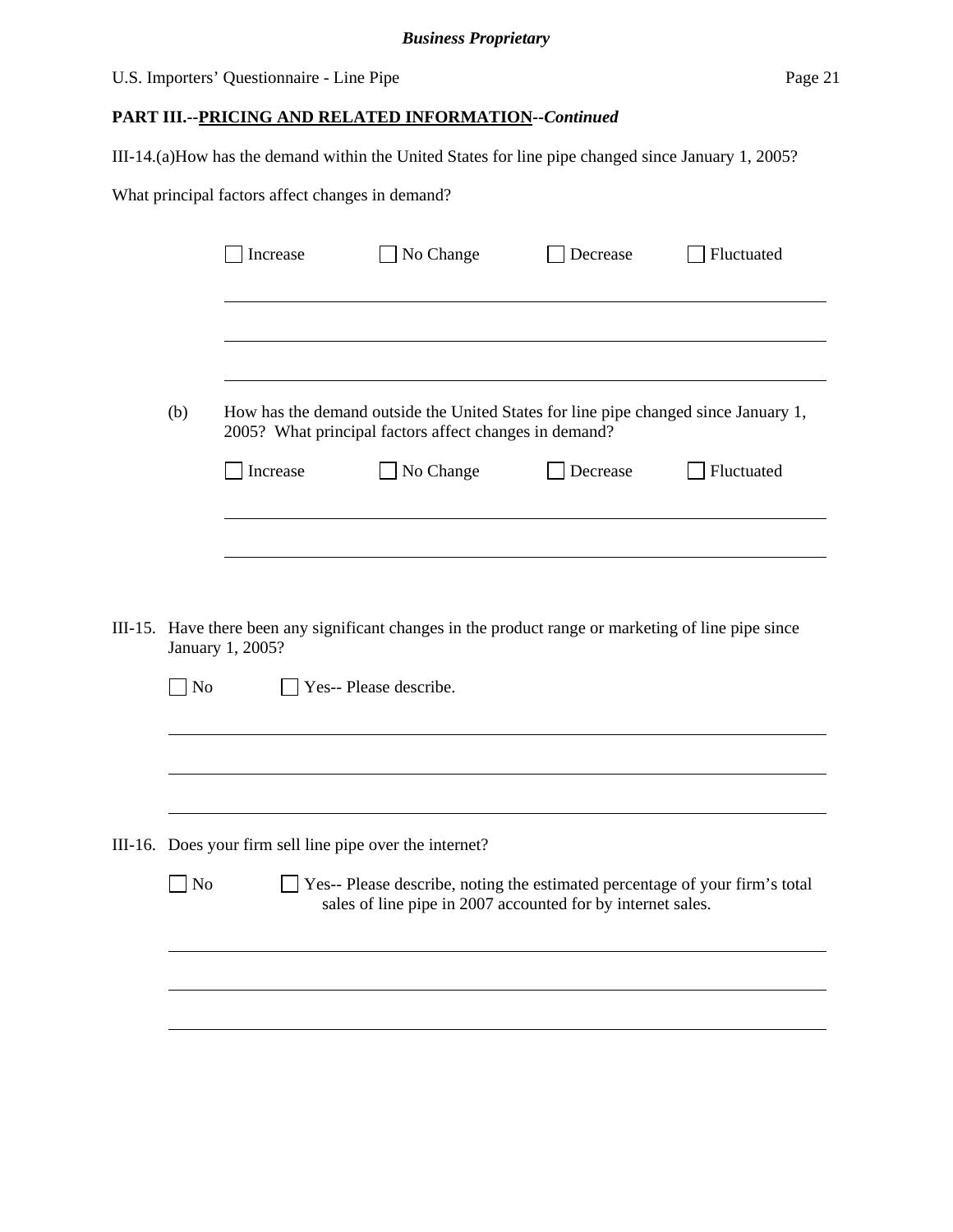**PART III.--PRICING AND RELATED INFORMATION--*Continued***

III-14.(a)How has the demand within the United States for line pipe changed since January 1, 2005?

What principal factors affect changes in demand?

☐ Increase ☐ No Change ☐ Decrease ☐ Fluctuated

______________________________________________________________________

______________________________________________________________________

______________________________________________________________________

(b) How has the demand outside the United States for line pipe changed since January 1, 2005? What principal factors affect changes in demand?

☐ Increase ☐ No Change ☐ Decrease ☐ Fluctuated

______________________________________________________________________

______________________________________________________________________

III-15. Have there been any significant changes in the product range or marketing of line pipe since January 1, 2005?

☐ No ☐ Yes-- Please describe.

______________________________________________________________________

______________________________________________________________________

______________________________________________________________________

III-16. Does your firm sell line pipe over the internet?

☐ No ☐ Yes-- Please describe, noting the estimated percentage of your firm's total sales of line pipe in 2007 accounted for by internet sales.

______________________________________________________________________

______________________________________________________________________

______________________________________________________________________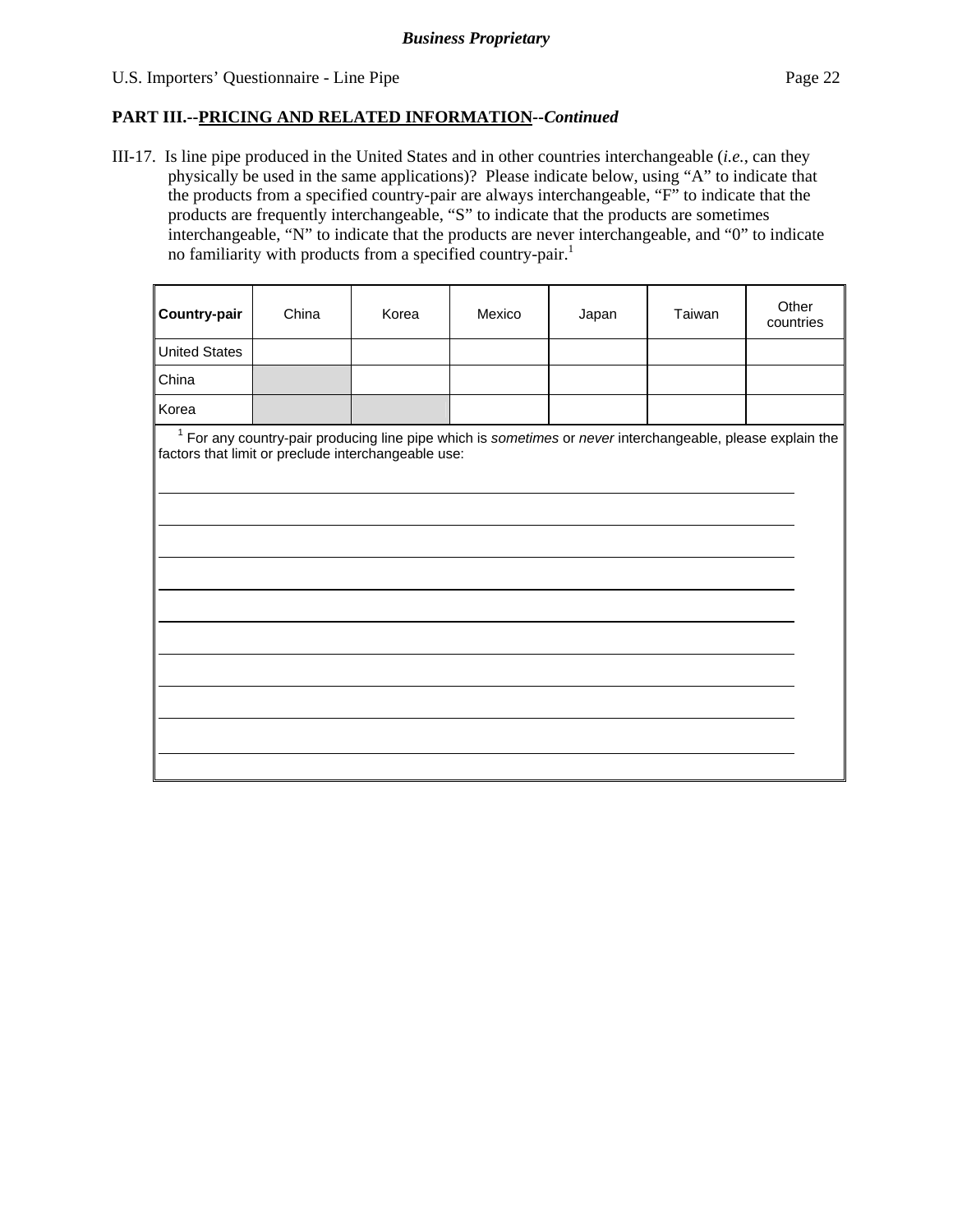**Business Proprietary**

U.S. Importers' Questionnaire - Line Pipe

## PART III.--PRICING AND RELATED INFORMATION--*Continued*

III-17. Is line pipe produced in the United States and in other countries interchangeable (*i.e.*, can they physically be used in the same applications)? Please indicate below, using "A" to indicate that the products from a specified country-pair are always interchangeable, "F" to indicate that the products are frequently interchangeable, "S" to indicate that the products are sometimes interchangeable, "N" to indicate that the products are never interchangeable, and "0" to indicate no familiarity with products from a specified country-pair.[1]

| **Country-pair** | China | Korea | Mexico | Japan | Taiwan | Other countries |
|---|---|---|---|---|---|---|
| United States | | | | | | |
| China | | | | | | |
| Korea | | | | | | |

[1] For any country-pair producing line pipe which is *sometimes* or *never* interchangeable, please explain the factors that limit or preclude interchangeable use:

______________________________________________________________________

______________________________________________________________________

______________________________________________________________________

______________________________________________________________________

______________________________________________________________________

______________________________________________________________________

______________________________________________________________________

______________________________________________________________________

______________________________________________________________________

______________________________________________________________________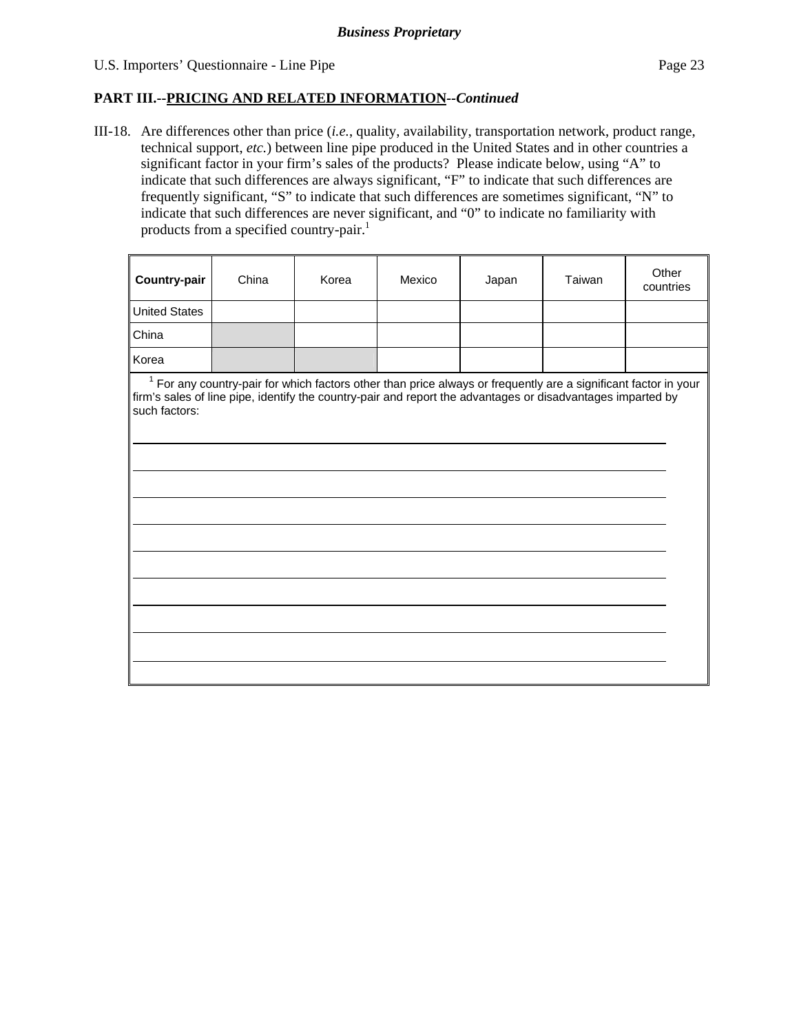**Business Proprietary**

U.S. Importers' Questionnaire - Line Pipe

## PART III.--PRICING AND RELATED INFORMATION--*Continued*

III-18. Are differences other than price (*i.e.*, quality, availability, transportation network, product range, technical support, *etc.*) between line pipe produced in the United States and in other countries a significant factor in your firm's sales of the products? Please indicate below, using "A" to indicate that such differences are always significant, "F" to indicate that such differences are frequently significant, "S" to indicate that such differences are sometimes significant, "N" to indicate that such differences are never significant, and "0" to indicate no familiarity with products from a specified country-pair.[1]

| **Country-pair** | China | Korea | Mexico | Japan | Taiwan | Other countries |
|---|---|---|---|---|---|---|
| United States | | | | | | |
| China | | | | | | |
| Korea | | | | | | |

[1] For any country-pair for which factors other than price always or frequently are a significant factor in your firm's sales of line pipe, identify the country-pair and report the advantages or disadvantages imparted by such factors:

______________________________________________________________________

______________________________________________________________________

______________________________________________________________________

______________________________________________________________________

______________________________________________________________________

______________________________________________________________________

______________________________________________________________________

______________________________________________________________________

______________________________________________________________________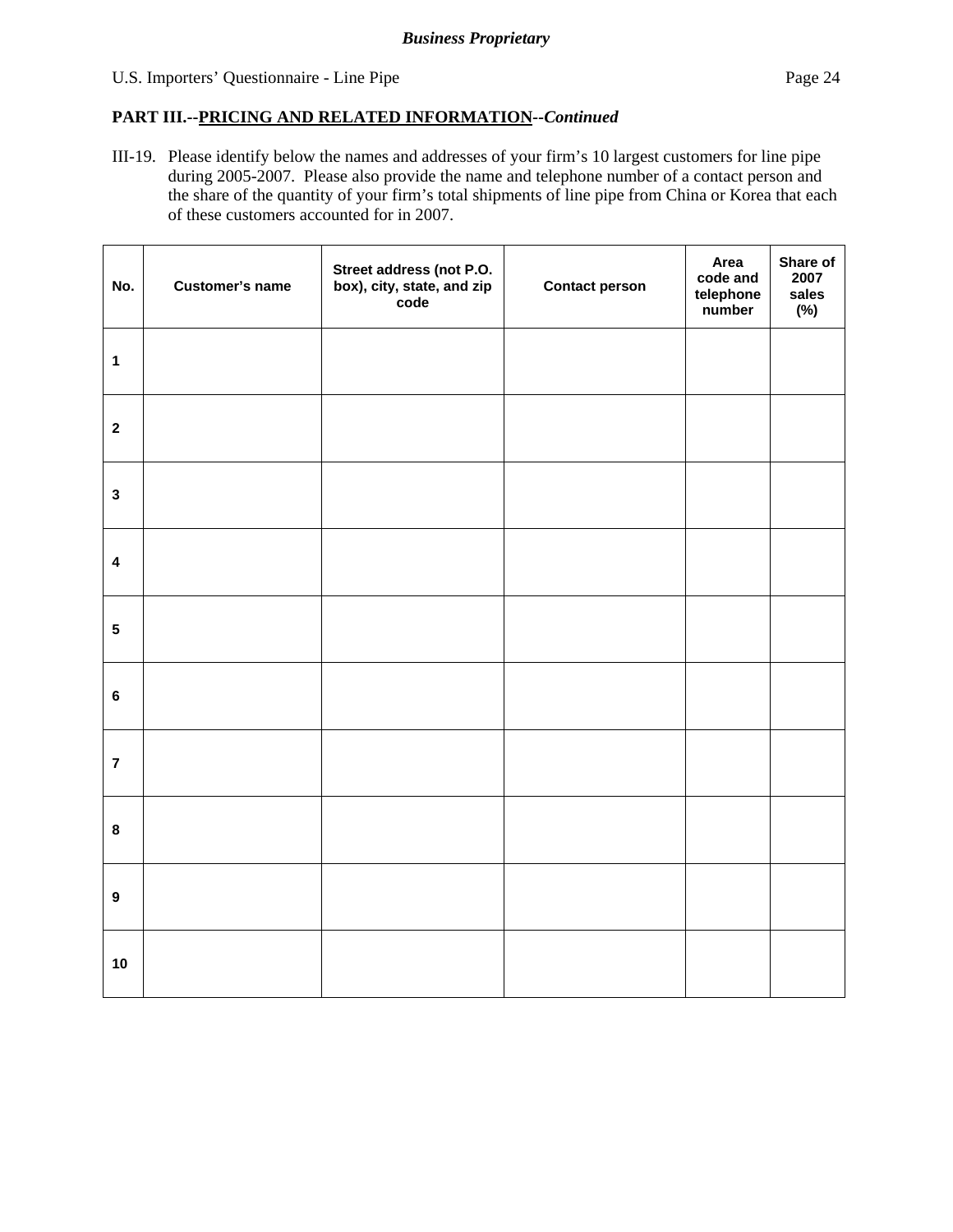**PART III.--PRICING AND RELATED INFORMATION--*Continued***

III-19. Please identify below the names and addresses of your firm's 10 largest customers for line pipe during 2005-2007. Please also provide the name and telephone number of a contact person and the share of the quantity of your firm's total shipments of line pipe from China or Korea that each of these customers accounted for in 2007.

| No. | Customer's name | Street address (not P.O. box), city, state, and zip code | Contact person | Area code and telephone number | Share of 2007 sales (%) |
|---|---|---|---|---|---|
| 1 | | | | | |
| 2 | | | | | |
| 3 | | | | | |
| 4 | | | | | |
| 5 | | | | | |
| 6 | | | | | |
| 7 | | | | | |
| 8 | | | | | |
| 9 | | | | | |
| 10 | | | | | |